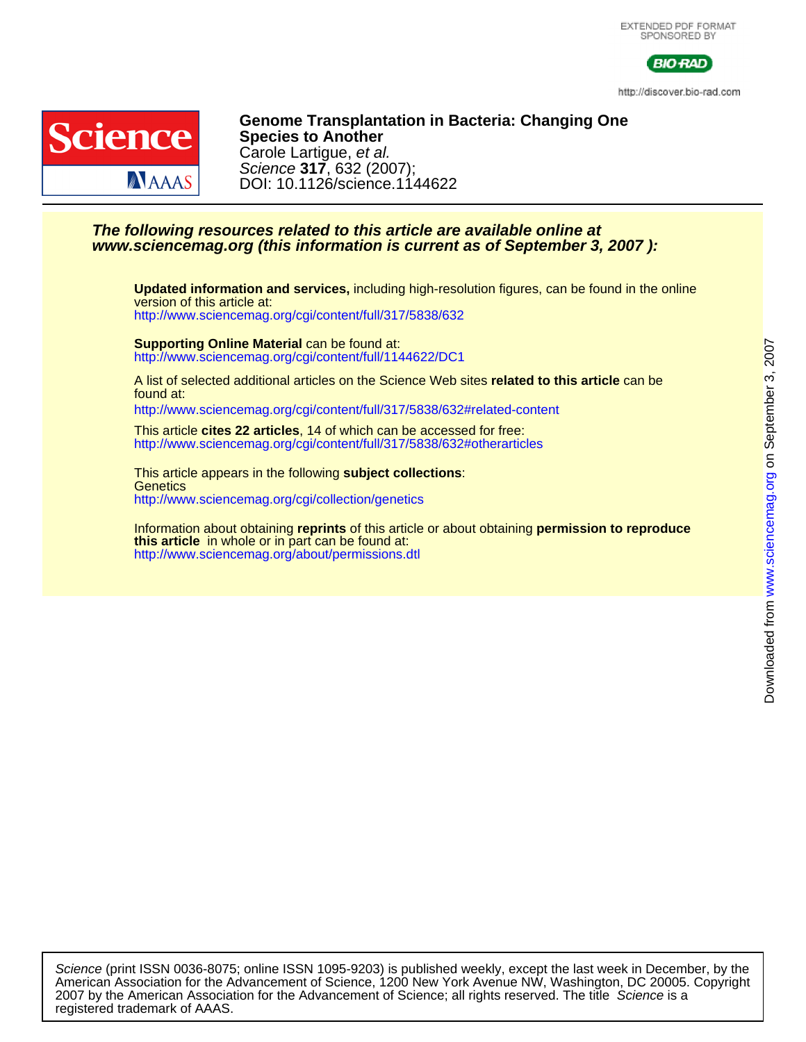EXTENDED PDF FORMAT
SPONSORED BY

BIO-RAD

http://discover.bio-rad.com

# Genome Transplantation in Bacteria: Changing One Species to Another

Carole Lartigue, *et al.*
*Science* **317**, 632 (2007);
DOI: 10.1126/science.1144622

***The following resources related to this article are available online at www.sciencemag.org (this information is current as of September 3, 2007 ):***

**Updated information and services,** including high-resolution figures, can be found in the online version of this article at:
http://www.sciencemag.org/cgi/content/full/317/5838/632

**Supporting Online Material** can be found at:
http://www.sciencemag.org/cgi/content/full/1144622/DC1

A list of selected additional articles on the Science Web sites **related to this article** can be found at:
http://www.sciencemag.org/cgi/content/full/317/5838/632#related-content

This article **cites 22 articles**, 14 of which can be accessed for free:
http://www.sciencemag.org/cgi/content/full/317/5838/632#otherarticles

This article appears in the following **subject collections**:
Genetics
http://www.sciencemag.org/cgi/collection/genetics

Information about obtaining **reprints** of this article or about obtaining **permission to reproduce this article** in whole or in part can be found at:
http://www.sciencemag.org/about/permissions.dtl

*Science* (print ISSN 0036-8075; online ISSN 1095-9203) is published weekly, except the last week in December, by the American Association for the Advancement of Science, 1200 New York Avenue NW, Washington, DC 20005. Copyright 2007 by the American Association for the Advancement of Science; all rights reserved. The title *Science* is a registered trademark of AAAS.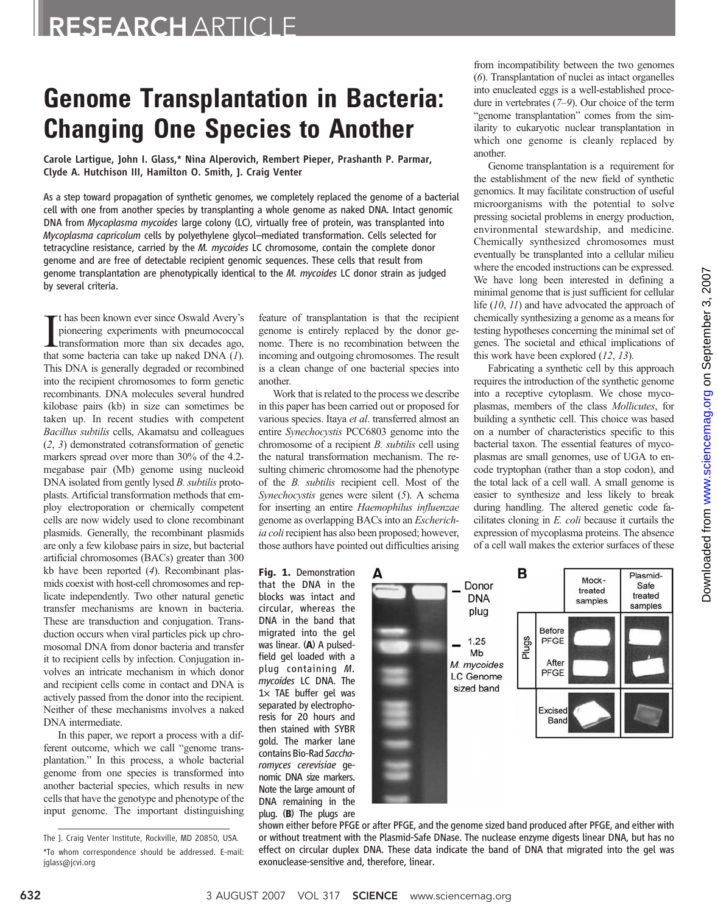# RESEARCH ARTICLE

# Genome Transplantation in Bacteria: Changing One Species to Another

Carole Lartigue, John I. Glass,* Nina Alperovich, Rembert Pieper, Prashanth P. Parmar, Clyde A. Hutchison III, Hamilton O. Smith, J. Craig Venter

As a step toward propagation of synthetic genomes, we completely replaced the genome of a bacterial cell with one from another species by transplanting a whole genome as naked DNA. Intact genomic DNA from *Mycoplasma mycoides* large colony (LC), virtually free of protein, was transplanted into *Mycoplasma capricolum* cells by polyethylene glycol–mediated transformation. Cells selected for tetracycline resistance, carried by the *M. mycoides* LC chromosome, contain the complete donor genome and are free of detectable recipient genomic sequences. These cells that result from genome transplantation are phenotypically identical to the *M. mycoides* LC donor strain as judged by several criteria.

It has been known ever since Oswald Avery's pioneering experiments with pneumococcal transformation more than six decades ago, that some bacteria can take up naked DNA (*1*). This DNA is generally degraded or recombined into the recipient chromosomes to form genetic recombinants. DNA molecules several hundred kilobase pairs (kb) in size can sometimes be taken up. In recent studies with competent *Bacillus subtilis* cells, Akamatsu and colleagues (*2*, *3*) demonstrated cotransformation of genetic markers spread over more than 30% of the 4.2-megabase pair (Mb) genome using nucleoid DNA isolated from gently lysed *B. subtilis* protoplasts. Artificial transformation methods that employ electroporation or chemically competent cells are now widely used to clone recombinant plasmids. Generally, the recombinant plasmids are only a few kilobase pairs in size, but bacterial artificial chromosomes (BACs) greater than 300 kb have been reported (*4*). Recombinant plasmids coexist with host-cell chromosomes and replicate independently. Two other natural genetic transfer mechanisms are known in bacteria. These are transduction and conjugation. Transduction occurs when viral particles pick up chromosomal DNA from donor bacteria and transfer it to recipient cells by infection. Conjugation involves an intricate mechanism in which donor and recipient cells come in contact and DNA is actively passed from the donor into the recipient. Neither of these mechanisms involves a naked DNA intermediate.

In this paper, we report a process with a different outcome, which we call "genome transplantation." In this process, a whole bacterial genome from one species is transformed into another bacterial species, which results in new cells that have the genotype and phenotype of the input genome. The important distinguishing feature of transplantation is that the recipient genome is entirely replaced by the donor genome. There is no recombination between the incoming and outgoing chromosomes. The result is a clean change of one bacterial species into another.

Work that is related to the process we describe in this paper has been carried out or proposed for various species. Itaya *et al*. transferred almost an entire *Synechocystis* PCC6803 genome into the chromosome of a recipient *B. subtilis* cell using the natural transformation mechanism. The resulting chimeric chromosome had the phenotype of the *B. subtilis* recipient cell. Most of the *Synechocystis* genes were silent (*5*). A schema for inserting an entire *Haemophilus influenzae* genome as overlapping BACs into an *Escherichia coli* recipient has also been proposed; however, those authors have pointed out difficulties arising from incompatibility between the two genomes (*6*). Transplantation of nuclei as intact organelles into enucleated eggs is a well-established procedure in vertebrates (*7*–*9*). Our choice of the term "genome transplantation" comes from the similarity to eukaryotic nuclear transplantation in which one genome is cleanly replaced by another.

Genome transplantation is a requirement for the establishment of the new field of synthetic genomics. It may facilitate construction of useful microorganisms with the potential to solve pressing societal problems in energy production, environmental stewardship, and medicine. Chemically synthesized chromosomes must eventually be transplanted into a cellular milieu where the encoded instructions can be expressed. We have long been interested in defining a minimal genome that is just sufficient for cellular life (*10*, *11*) and have advocated the approach of chemically synthesizing a genome as a means for testing hypotheses concerning the minimal set of genes. The societal and ethical implications of this work have been explored (*12*, *13*).

Fabricating a synthetic cell by this approach requires the introduction of the synthetic genome into a receptive cytoplasm. We chose mycoplasmas, members of the class *Mollicutes*, for building a synthetic cell. This choice was based on a number of characteristics specific to this bacterial taxon. The essential features of mycoplasmas are small genomes, use of UGA to encode tryptophan (rather than a stop codon), and the total lack of a cell wall. A small genome is easier to synthesize and less likely to break during handling. The altered genetic code facilitates cloning in *E. coli* because it curtails the expression of mycoplasma proteins. The absence of a cell wall makes the exterior surfaces of these

**Fig. 1.** Demonstration that the DNA in the blocks was intact and circular, whereas the DNA in the band that migrated into the gel was linear. (**A**) A pulsed-field gel loaded with a plug containing *M. mycoides* LC DNA. The 1× TAE buffer gel was separated by electrophoresis for 20 hours and then stained with SYBR gold. The marker lane contains Bio-Rad *Saccharomyces cerevisiae* genomic DNA size markers. Note the large amount of DNA remaining in the plug. (**B**) The plugs are shown either before PFGE or after PFGE, and the genome sized band produced after PFGE, and either with or without treatment with the Plasmid-Safe DNase. The nuclease enzyme digests linear DNA, but has no effect on circular duplex DNA. These data indicate the band of DNA that migrated into the gel was exonuclease-sensitive and, therefore, linear.

The J. Craig Venter Institute, Rockville, MD 20850, USA.
*To whom correspondence should be addressed. E-mail: jglass@jcvi.org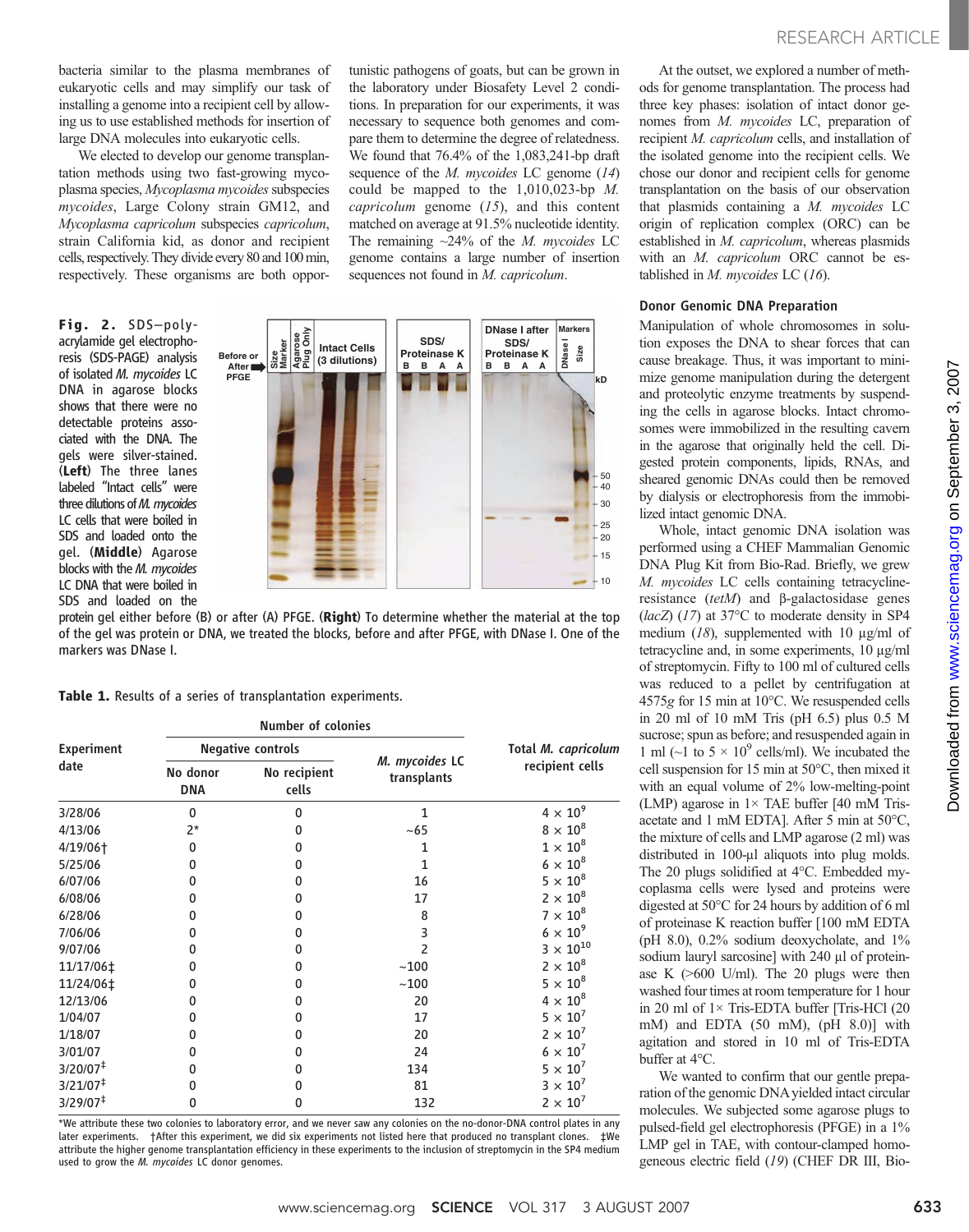bacteria similar to the plasma membranes of eukaryotic cells and may simplify our task of installing a genome into a recipient cell by allowing us to use established methods for insertion of large DNA molecules into eukaryotic cells.

We elected to develop our genome transplantation methods using two fast-growing mycoplasma species, *Mycoplasma mycoides* subspecies *mycoides*, Large Colony strain GM12, and *Mycoplasma capricolum* subspecies *capricolum*, strain California kid, as donor and recipient cells, respectively. They divide every 80 and 100 min, respectively. These organisms are both opportunistic pathogens of goats, but can be grown in the laboratory under Biosafety Level 2 conditions. In preparation for our experiments, it was necessary to sequence both genomes and compare them to determine the degree of relatedness. We found that 76.4% of the 1,083,241-bp draft sequence of the *M. mycoides* LC genome (*14*) could be mapped to the 1,010,023-bp *M. capricolum* genome (*15*), and this content matched on average at 91.5% nucleotide identity. The remaining ~24% of the *M. mycoides* LC genome contains a large number of insertion sequences not found in *M. capricolum*.

At the outset, we explored a number of methods for genome transplantation. The process had three key phases: isolation of intact donor genomes from *M. mycoides* LC, preparation of recipient *M. capricolum* cells, and installation of the isolated genome into the recipient cells. We chose our donor and recipient cells for genome transplantation on the basis of our observation that plasmids containing a *M. mycoides* LC origin of replication complex (ORC) can be established in *M. capricolum*, whereas plasmids with an *M. capricolum* ORC cannot be established in *M. mycoides* LC (*16*).

**Fig. 2.** SDS–polyacrylamide gel electrophoresis (SDS-PAGE) analysis of isolated *M. mycoides* LC DNA in agarose blocks shows that there were no detectable proteins associated with the DNA. The gels were silver-stained. (**Left**) The three lanes labeled "Intact cells" were three dilutions of *M. mycoides* LC cells that were boiled in SDS and loaded onto the gel. (**Middle**) Agarose blocks with the *M. mycoides* LC DNA that were boiled in SDS and loaded on the protein gel either before (B) or after (A) PFGE. (**Right**) To determine whether the material at the top of the gel was protein or DNA, we treated the blocks, before and after PFGE, with DNase I. One of the markers was DNase I.

**Table 1.** Results of a series of transplantation experiments.

| Experiment date | Number of colonies | | | Total *M. capricolum* recipient cells |
|---|---|---|---|---|
| | Negative controls | | *M. mycoides* LC transplants | |
| | No donor DNA | No recipient cells | | |
| 3/28/06 | 0 | 0 | 1 | $4 \times 10^9$ |
| 4/13/06 | 2* | 0 | ~65 | $8 \times 10^8$ |
| 4/19/06† | 0 | 0 | 1 | $1 \times 10^8$ |
| 5/25/06 | 0 | 0 | 1 | $6 \times 10^8$ |
| 6/07/06 | 0 | 0 | 16 | $5 \times 10^8$ |
| 6/08/06 | 0 | 0 | 17 | $2 \times 10^8$ |
| 6/28/06 | 0 | 0 | 8 | $7 \times 10^8$ |
| 7/06/06 | 0 | 0 | 3 | $6 \times 10^9$ |
| 9/07/06 | 0 | 0 | 2 | $3 \times 10^{10}$ |
| 11/17/06‡ | 0 | 0 | ~100 | $2 \times 10^8$ |
| 11/24/06‡ | 0 | 0 | ~100 | $5 \times 10^8$ |
| 12/13/06 | 0 | 0 | 20 | $4 \times 10^8$ |
| 1/04/07 | 0 | 0 | 17 | $5 \times 10^7$ |
| 1/18/07 | 0 | 0 | 20 | $2 \times 10^7$ |
| 3/01/07 | 0 | 0 | 24 | $6 \times 10^7$ |
| 3/20/07‡ | 0 | 0 | 134 | $5 \times 10^7$ |
| 3/21/07‡ | 0 | 0 | 81 | $3 \times 10^7$ |
| 3/29/07‡ | 0 | 0 | 132 | $2 \times 10^7$ |

*We attribute these two colonies to laboratory error, and we never saw any colonies on the no-donor-DNA control plates in any later experiments. †After this experiment, we did six experiments not listed here that produced no transplant clones. ‡We attribute the higher genome transplantation efficiency in these experiments to the inclusion of streptomycin in the SP4 medium used to grow the *M. mycoides* LC donor genomes.

### Donor Genomic DNA Preparation

Manipulation of whole chromosomes in solution exposes the DNA to shear forces that can cause breakage. Thus, it was important to minimize genome manipulation during the detergent and proteolytic enzyme treatments by suspending the cells in agarose blocks. Intact chromosomes were immobilized in the resulting cavern in the agarose that originally held the cell. Digested protein components, lipids, RNAs, and sheared genomic DNAs could then be removed by dialysis or electrophoresis from the immobilized intact genomic DNA.

Whole, intact genomic DNA isolation was performed using a CHEF Mammalian Genomic DNA Plug Kit from Bio-Rad. Briefly, we grew *M. mycoides* LC cells containing tetracycline-resistance (*tetM*) and β-galactosidase genes (*lacZ*) (*17*) at 37°C to moderate density in SP4 medium (*18*), supplemented with 10 μg/ml of tetracycline and, in some experiments, 10 μg/ml of streptomycin. Fifty to 100 ml of cultured cells was reduced to a pellet by centrifugation at 4575*g* for 15 min at 10°C. We resuspended cells in 20 ml of 10 mM Tris (pH 6.5) plus 0.5 M sucrose; spun as before; and resuspended again in 1 ml (~1 to $5 \times 10^9$ cells/ml). We incubated the cell suspension for 15 min at 50°C, then mixed it with an equal volume of 2% low-melting-point (LMP) agarose in 1× TAE buffer [40 mM Tris-acetate and 1 mM EDTA]. After 5 min at 50°C, the mixture of cells and LMP agarose (2 ml) was distributed in 100-μl aliquots into plug molds. The 20 plugs solidified at 4°C. Embedded mycoplasma cells were lysed and proteins were digested at 50°C for 24 hours by addition of 6 ml of proteinase K reaction buffer [100 mM EDTA (pH 8.0), 0.2% sodium deoxycholate, and 1% sodium lauryl sarcosine] with 240 μl of proteinase K (>600 U/ml). The 20 plugs were then washed four times at room temperature for 1 hour in 20 ml of 1× Tris-EDTA buffer [Tris-HCl (20 mM) and EDTA (50 mM), (pH 8.0)] with agitation and stored in 10 ml of Tris-EDTA buffer at 4°C.

We wanted to confirm that our gentle preparation of the genomic DNA yielded intact circular molecules. We subjected some agarose plugs to pulsed-field gel electrophoresis (PFGE) in a 1% LMP gel in TAE, with contour-clamped homogeneous electric field (*19*) (CHEF DR III, Bio-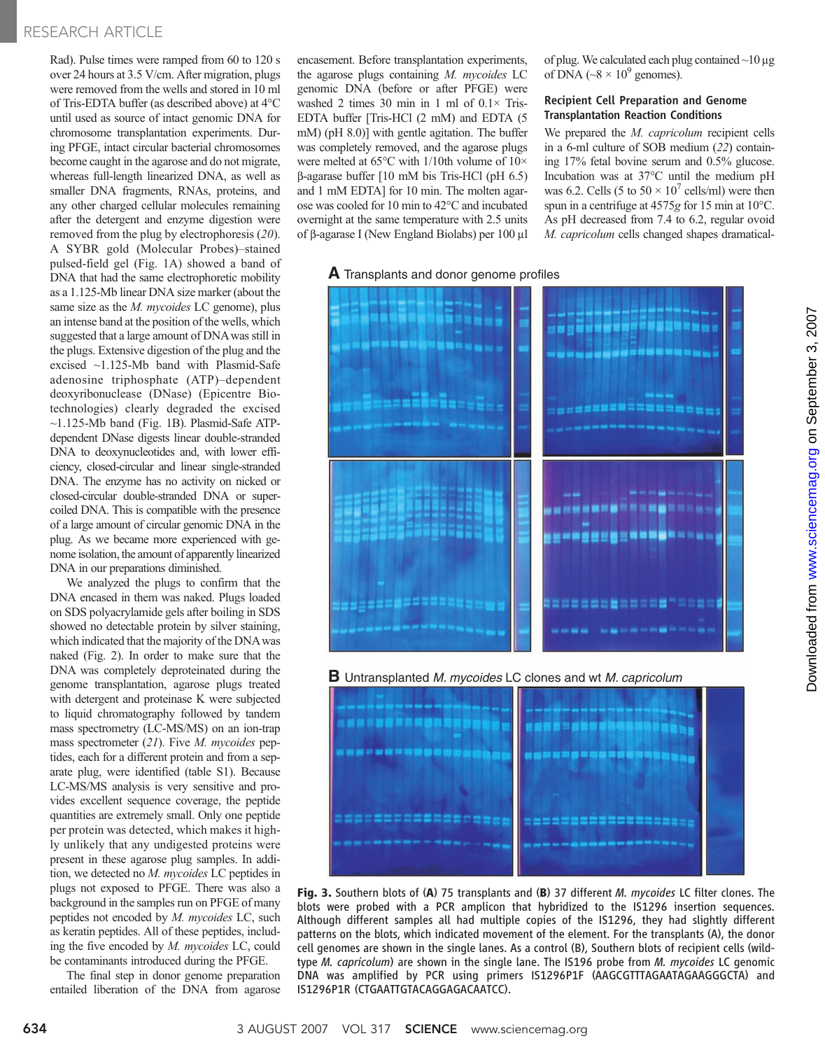Rad). Pulse times were ramped from 60 to 120 s over 24 hours at 3.5 V/cm. After migration, plugs were removed from the wells and stored in 10 ml of Tris-EDTA buffer (as described above) at 4°C until used as source of intact genomic DNA for chromosome transplantation experiments. During PFGE, intact circular bacterial chromosomes become caught in the agarose and do not migrate, whereas full-length linearized DNA, as well as smaller DNA fragments, RNAs, proteins, and any other charged cellular molecules remaining after the detergent and enzyme digestion were removed from the plug by electrophoresis ([20]). A SYBR gold (Molecular Probes)–stained pulsed-field gel (Fig. 1A) showed a band of DNA that had the same electrophoretic mobility as a 1.125-Mb linear DNA size marker (about the same size as the *M. mycoides* LC genome), plus an intense band at the position of the wells, which suggested that a large amount of DNA was still in the plugs. Extensive digestion of the plug and the excised ~1.125-Mb band with Plasmid-Safe adenosine triphosphate (ATP)–dependent deoxyribonuclease (DNase) (Epicentre Biotechnologies) clearly degraded the excised ~1.125-Mb band (Fig. 1B). Plasmid-Safe ATP-dependent DNase digests linear double-stranded DNA to deoxynucleotides and, with lower efficiency, closed-circular and linear single-stranded DNA. The enzyme has no activity on nicked or closed-circular double-stranded DNA or supercoiled DNA. This is compatible with the presence of a large amount of circular genomic DNA in the plug. As we became more experienced with genome isolation, the amount of apparently linearized DNA in our preparations diminished.

We analyzed the plugs to confirm that the DNA encased in them was naked. Plugs loaded on SDS polyacrylamide gels after boiling in SDS showed no detectable protein by silver staining, which indicated that the majority of the DNA was naked (Fig. 2). In order to make sure that the DNA was completely deproteinated during the genome transplantation, agarose plugs treated with detergent and proteinase K were subjected to liquid chromatography followed by tandem mass spectrometry (LC-MS/MS) on an ion-trap mass spectrometer ([21]). Five *M. mycoides* peptides, each for a different protein and from a separate plug, were identified (table S1). Because LC-MS/MS analysis is very sensitive and provides excellent sequence coverage, the peptide quantities are extremely small. Only one peptide per protein was detected, which makes it highly unlikely that any undigested proteins were present in these agarose plug samples. In addition, we detected no *M. mycoides* LC peptides in plugs not exposed to PFGE. There was also a background in the samples run on PFGE of many peptides not encoded by *M. mycoides* LC, such as keratin peptides. All of these peptides, including the five encoded by *M. mycoides* LC, could be contaminants introduced during the PFGE.

The final step in donor genome preparation entailed liberation of the DNA from agarose encasement. Before transplantation experiments, the agarose plugs containing *M. mycoides* LC genomic DNA (before or after PFGE) were washed 2 times 30 min in 1 ml of 0.1× Tris-EDTA buffer [Tris-HCl (2 mM) and EDTA (5 mM) (pH 8.0)] with gentle agitation. The buffer was completely removed, and the agarose plugs were melted at 65°C with 1/10th volume of 10× β-agarase buffer [10 mM bis Tris-HCl (pH 6.5) and 1 mM EDTA] for 10 min. The molten agarose was cooled for 10 min to 42°C and incubated overnight at the same temperature with 2.5 units of β-agarase I (New England Biolabs) per 100 μl of plug. We calculated each plug contained ~10 μg of DNA (~8 × $10^9$ genomes).

### Recipient Cell Preparation and Genome Transplantation Reaction Conditions

We prepared the *M. capricolum* recipient cells in a 6-ml culture of SOB medium ([22]) containing 17% fetal bovine serum and 0.5% glucose. Incubation was at 37°C until the medium pH was 6.2. Cells (5 to 50 × $10^7$ cells/ml) were then spun in a centrifuge at 4575*g* for 15 min at 10°C. As pH decreased from 7.4 to 6.2, regular ovoid *M. capricolum* cells changed shapes dramatical-

**Fig. 3.** Southern blots of (**A**) 75 transplants and (**B**) 37 different *M. mycoides* LC filter clones. The blots were probed with a PCR amplicon that hybridized to the IS1296 insertion sequences. Although different samples all had multiple copies of the IS1296, they had slightly different patterns on the blots, which indicated movement of the element. For the transplants (A), the donor cell genomes are shown in the single lanes. As a control (B), Southern blots of recipient cells (wild-type *M. capricolum*) are shown in the single lane. The IS196 probe from *M. mycoides* LC genomic DNA was amplified by PCR using primers IS1296P1F (AAGCGTTTAGAATAGAAGGGCTA) and IS1296P1R (CTGAATTGTACAGGAGACAATCC).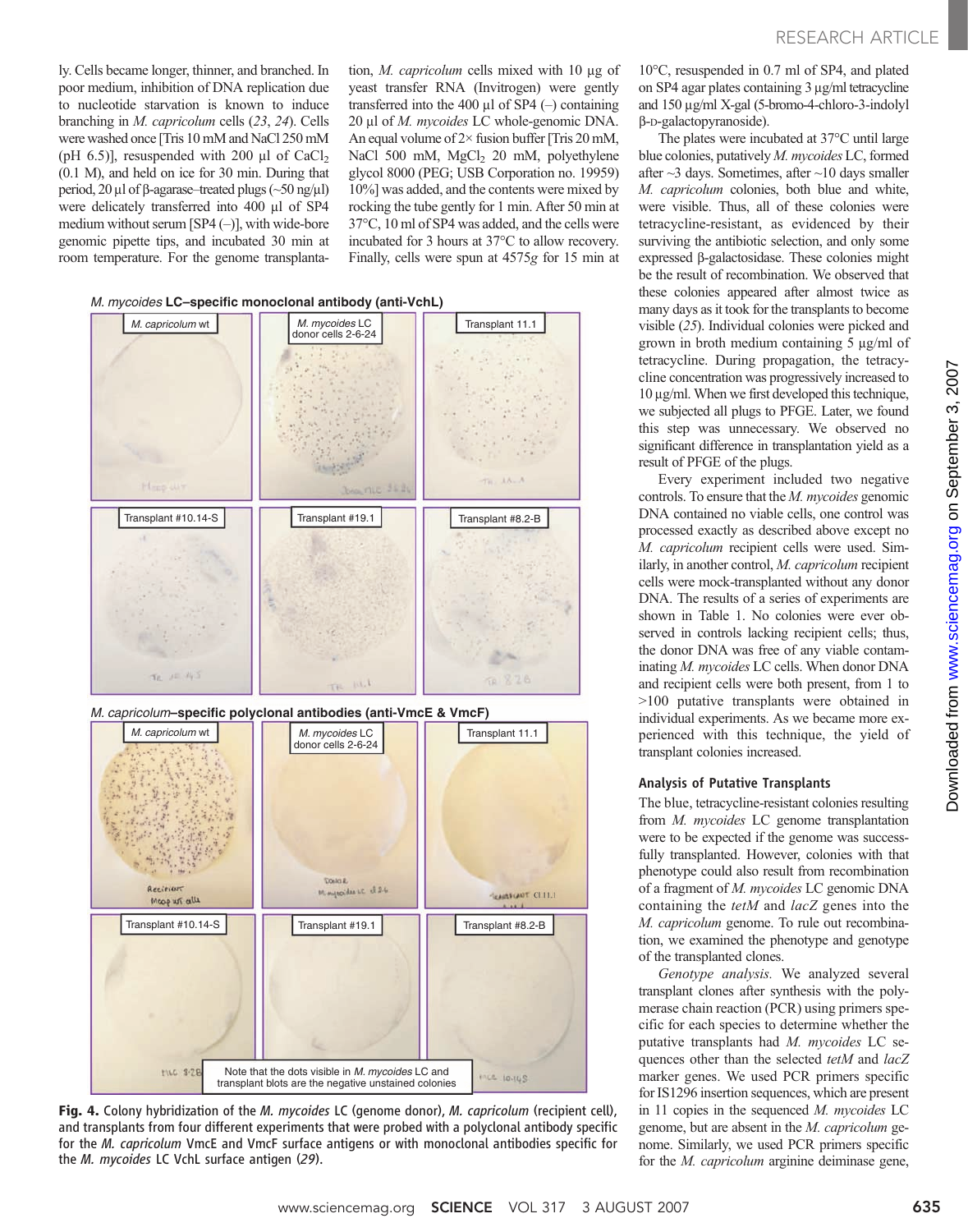ly. Cells became longer, thinner, and branched. In poor medium, inhibition of DNA replication due to nucleotide starvation is known to induce branching in *M. capricolum* cells (*23*, *24*). Cells were washed once [Tris 10 mM and NaCl 250 mM (pH 6.5)], resuspended with 200 µl of $CaCl_2$ (0.1 M), and held on ice for 30 min. During that period, 20 µl of β-agarase–treated plugs (~50 ng/µl) were delicately transferred into 400 µl of SP4 medium without serum [SP4 (–)], with wide-bore genomic pipette tips, and incubated 30 min at room temperature. For the genome transplantation, *M. capricolum* cells mixed with 10 µg of yeast transfer RNA (Invitrogen) were gently transferred into the 400 µl of SP4 (–) containing 20 µl of *M. mycoides* LC whole-genomic DNA. An equal volume of 2× fusion buffer [Tris 20 mM, NaCl 500 mM, $MgCl_2$ 20 mM, polyethylene glycol 8000 (PEG; USB Corporation no. 19959) 10%] was added, and the contents were mixed by rocking the tube gently for 1 min. After 50 min at 37°C, 10 ml of SP4 was added, and the cells were incubated for 3 hours at 37°C to allow recovery. Finally, cells were spun at 4575*g* for 15 min at 10°C, resuspended in 0.7 ml of SP4, and plated on SP4 agar plates containing 3 µg/ml tetracycline and 150 µg/ml X-gal (5-bromo-4-chloro-3-indolyl β-D-galactopyranoside).

The plates were incubated at 37°C until large blue colonies, putatively *M. mycoides* LC, formed after ~3 days. Sometimes, after ~10 days smaller *M. capricolum* colonies, both blue and white, were visible. Thus, all of these colonies were tetracycline-resistant, as evidenced by their surviving the antibiotic selection, and only some expressed β-galactosidase. These colonies might be the result of recombination. We observed that these colonies appeared after almost twice as many days as it took for the transplants to become visible (*25*). Individual colonies were picked and grown in broth medium containing 5 µg/ml of tetracycline. During propagation, the tetracycline concentration was progressively increased to 10 µg/ml. When we first developed this technique, we subjected all plugs to PFGE. Later, we found this step was unnecessary. We observed no significant difference in transplantation yield as a result of PFGE of the plugs.

Every experiment included two negative controls. To ensure that the *M. mycoides* genomic DNA contained no viable cells, one control was processed exactly as described above except no *M. capricolum* recipient cells were used. Similarly, in another control, *M. capricolum* recipient cells were mock-transplanted without any donor DNA. The results of a series of experiments are shown in Table 1. No colonies were ever observed in controls lacking recipient cells; thus, the donor DNA was free of any viable contaminating *M. mycoides* LC cells. When donor DNA and recipient cells were both present, from 1 to >100 putative transplants were obtained in individual experiments. As we became more experienced with this technique, the yield of transplant colonies increased.

### Analysis of Putative Transplants

The blue, tetracycline-resistant colonies resulting from *M. mycoides* LC genome transplantation were to be expected if the genome was successfully transplanted. However, colonies with that phenotype could also result from recombination of a fragment of *M. mycoides* LC genomic DNA containing the *tetM* and *lacZ* genes into the *M. capricolum* genome. To rule out recombination, we examined the phenotype and genotype of the transplanted clones.

*Genotype analysis.* We analyzed several transplant clones after synthesis with the polymerase chain reaction (PCR) using primers specific for each species to determine whether the putative transplants had *M. mycoides* LC sequences other than the selected *tetM* and *lacZ* marker genes. We used PCR primers specific for IS1296 insertion sequences, which are present in 11 copies in the sequenced *M. mycoides* LC genome, but are absent in the *M. capricolum* genome. Similarly, we used PCR primers specific for the *M. capricolum* arginine deiminase gene,

*M. mycoides* **LC–specific monoclonal antibody (anti-VchL)**

M. capricolum wt | M. mycoides LC donor cells 2-6-24 | Transplant 11.1 | Transplant #10.14-S | Transplant #19.1 | Transplant #8.2-B

*M. capricolum***–specific polyclonal antibodies (anti-VmcE & VmcF)**

M. capricolum wt | M. mycoides LC donor cells 2-6-24 | Transplant 11.1 | Transplant #10.14-S | Transplant #19.1 | Transplant #8.2-B

Note that the dots visible in *M. mycoides* LC and transplant blots are the negative unstained colonies

**Fig. 4.** Colony hybridization of the *M. mycoides* LC (genome donor), *M. capricolum* (recipient cell), and transplants from four different experiments that were probed with a polyclonal antibody specific for the *M. capricolum* VmcE and VmcF surface antigens or with monoclonal antibodies specific for the *M. mycoides* LC VchL surface antigen (*29*).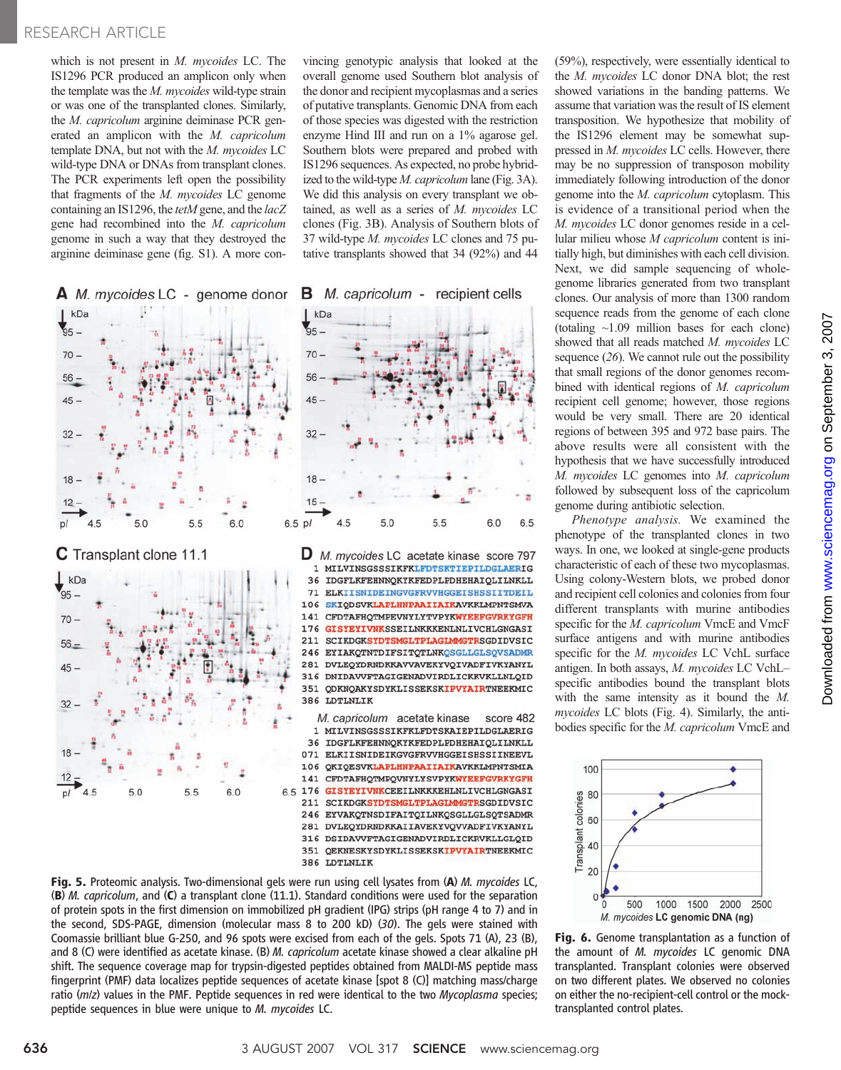which is not present in *M. mycoides* LC. The IS1296 PCR produced an amplicon only when the template was the *M. mycoides* wild-type strain or was one of the transplanted clones. Similarly, the *M. capricolum* arginine deiminase PCR generated an amplicon with the *M. capricolum* template DNA, but not with the *M. mycoides* LC wild-type DNA or DNAs from transplant clones. The PCR experiments left open the possibility that fragments of the *M. mycoides* LC genome containing an IS1296, the *tetM* gene, and the *lacZ* gene had recombined into the *M. capricolum* genome in such a way that they destroyed the arginine deiminase gene (fig. S1). A more convincing genotypic analysis that looked at the overall genome used Southern blot analysis of the donor and recipient mycoplasmas and a series of putative transplants. Genomic DNA from each of those species was digested with the restriction enzyme Hind III and run on a 1% agarose gel. Southern blots were prepared and probed with IS1296 sequences. As expected, no probe hybridized to the wild-type *M. capricolum* lane (Fig. 3A). We did this analysis on every transplant we obtained, as well as a series of *M. mycoides* LC clones (Fig. 3B). Analysis of Southern blots of 37 wild-type *M. mycoides* LC clones and 75 putative transplants showed that 34 (92%) and 44 (59%), respectively, were essentially identical to the *M. mycoides* LC donor DNA blot; the rest showed variations in the banding patterns. We assume that variation was the result of IS element transposition. We hypothesize that mobility of the IS1296 element may be somewhat suppressed in *M. mycoides* LC cells. However, there may be no suppression of transposon mobility immediately following introduction of the donor genome into the *M. capricolum* cytoplasm. This is evidence of a transitional period when the *M. mycoides* LC donor genomes reside in a cellular milieu whose *M capricolum* content is initially high, but diminishes with each cell division.

Next, we did sample sequencing of whole-genome libraries generated from two transplant clones. Our analysis of more than 1300 random sequence reads from the genome of each clone (totaling ~1.09 million bases for each clone) showed that all reads matched *M. mycoides* LC sequence (*26*). We cannot rule out the possibility that small regions of the donor genomes recombined with identical regions of *M. capricolum* recipient cell genome; however, those regions would be very small. There are 20 identical regions of between 395 and 972 base pairs. The above results were all consistent with the hypothesis that we have successfully introduced *M. mycoides* LC genomes into *M. capricolum* followed by subsequent loss of the capricolum genome during antibiotic selection.

*Phenotype analysis.* We examined the phenotype of the transplanted clones in two ways. In one, we looked at single-gene products characteristic of each of these two mycoplasmas. Using colony-Western blots, we probed donor and recipient cell colonies and colonies from four different transplants with murine antibodies specific for the *M. capricolum* VmcE and VmcF surface antigens and with murine antibodies specific for the *M. mycoides* LC VchL surface antigen. In both assays, *M. mycoides* LC VchL–specific antibodies bound the transplant blots with the same intensity as it bound the *M. mycoides* LC blots (Fig. 4). Similarly, the antibodies specific for the *M. capricolum* VmcE and

**Fig. 5.** Proteomic analysis. Two-dimensional gels were run using cell lysates from (**A**) *M. mycoides* LC, (**B**) *M. capricolum*, and (**C**) a transplant clone (11.1). Standard conditions were used for the separation of protein spots in the first dimension on immobilized pH gradient (IPG) strips (pH range 4 to 7) and in the second, SDS-PAGE, dimension (molecular mass 8 to 200 kD) (*30*). The gels were stained with Coomassie brilliant blue G-250, and 96 spots were excised from each of the gels. Spots 71 (A), 23 (B), and 8 (C) were identified as acetate kinase. (B) *M. capricolum* acetate kinase showed a clear alkaline pH shift. The sequence coverage map for trypsin-digested peptides obtained from MALDI-MS peptide mass fingerprint (PMF) data localizes peptide sequences of acetate kinase [spot 8 (C)] matching mass/charge ratio (*m/z*) values in the PMF. Peptide sequences in red were identical to the two *Mycoplasma* species; peptide sequences in blue were unique to *M. mycoides* LC.

**Fig. 6.** Genome transplantation as a function of the amount of *M. mycoides* LC genomic DNA transplanted. Transplant colonies were observed on two different plates. We observed no colonies on either the no-recipient-cell control or the mock-transplanted control plates.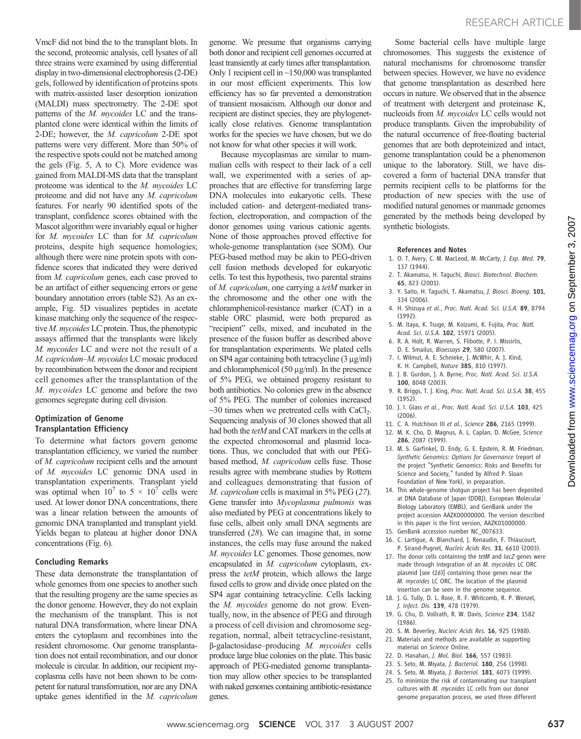VmcF did not bind the to the transplant blots. In the second, proteomic analysis, cell lysates of all three strains were examined by using differential display in two-dimensional electrophoresis (2-DE) gels, followed by identification of proteins spots with matrix-assisted laser desorption ionization (MALDI) mass spectrometry. The 2-DE spot patterns of the *M. mycoides* LC and the transplanted clone were identical within the limits of 2-DE; however, the *M. capricolum* 2-DE spot patterns were very different. More than 50% of the respective spots could not be matched among the gels (Fig. 5, A to C). More evidence was gained from MALDI-MS data that the transplant proteome was identical to the *M. mycoides* LC proteome and did not have any *M. capricolum* features. For nearly 90 identified spots of the transplant, confidence scores obtained with the Mascot algorithm were invariably equal or higher for *M. mycoides* LC than for *M. capricolum* proteins, despite high sequence homologies; although there were nine protein spots with confidence scores that indicated they were derived from *M. capricolum* genes, each case proved to be an artifact of either sequencing errors or gene boundary annotation errors (table S2). As an example, Fig. 5D visualizes peptides in acetate kinase matching only the sequence of the respective *M. mycoides* LC protein. Thus, the phenotypic assays affirmed that the transplants were likely *M. mycoides* LC and were not the result of a *M. capricolum*–*M. mycoides* LC mosaic produced by recombination between the donor and recipient cell genomes after the transplantation of the *M. mycoides* LC genome and before the two genomes segregate during cell division.

### Optimization of Genome Transplantation Efficiency

To determine what factors govern genome transplantation efficiency, we varied the number of *M. capricolum* recipient cells and the amount of *M. mycoides* LC genomic DNA used in transplantation experiments. Transplant yield was optimal when $10^7$ to $5 \times 10^7$ cells were used. At lower donor DNA concentrations, there was a linear relation between the amounts of genomic DNA transplanted and transplant yield. Yields began to plateau at higher donor DNA concentrations (Fig. 6).

### Concluding Remarks

These data demonstrate the transplantation of whole genomes from one species to another such that the resulting progeny are the same species as the donor genome. However, they do not explain the mechanism of the transplant. This is not natural DNA transformation, where linear DNA enters the cytoplasm and recombines into the resident chromosome. Our genome transplantation does not entail recombination, and our donor molecule is circular. In addition, our recipient mycoplasma cells have not been shown to be competent for natural transformation, nor are any DNA uptake genes identified in the *M. capricolum* genome. We presume that organisms carrying both donor and recipient cell genomes occurred at least transiently at early times after transplantation. Only 1 recipient cell in ~150,000 was transplanted in our most efficient experiments. This low efficiency has so far prevented a demonstration of transient mosaicism. Although our donor and recipient are distinct species, they are phylogenetically close relatives. Genome transplantation works for the species we have chosen, but we do not know for what other species it will work.

Because mycoplasmas are similar to mammalian cells with respect to their lack of a cell wall, we experimented with a series of approaches that are effective for transferring large DNA molecules into eukaryotic cells. These included cation- and detergent-mediated transfection, electroporation, and compaction of the donor genomes using various cationic agents. None of those approaches proved effective for whole-genome transplantation (see SOM). Our PEG-based method may be akin to PEG-driven cell fusion methods developed for eukaryotic cells. To test this hypothesis, two parental strains of *M. capricolum*, one carrying a *tetM* marker in the chromosome and the other one with the chloramphenicol-resistance marker (CAT) in a stable ORC plasmid, were both prepared as "recipient" cells, mixed, and incubated in the presence of the fusion buffer as described above for transplantation experiments. We plated cells on SP4 agar containing both tetracycline (3 μg/ml) and chloramphenicol (50 μg/ml). In the presence of 5% PEG, we obtained progeny resistant to both antibiotics. No colonies grew in the absence of 5% PEG. The number of colonies increased ~30 times when we pretreated cells with $CaCl_2$. Sequencing analysis of 30 clones showed that all had both the *tetM* and CAT markers in the cells at the expected chromosomal and plasmid locations. Thus, we concluded that with our PEG-based method, *M. capricolum* cells fuse. Those results agree with membrane studies by Rottem and colleagues demonstrating that fusion of *M. capricolum* cells is maximal in 5% PEG (*27*). Gene transfer into *Mycoplasma pulmonis* was also mediated by PEG at concentrations likely to fuse cells, albeit only small DNA segments are transferred (*28*). We can imagine that, in some instances, the cells may fuse around the naked *M. mycoides* LC genomes. Those genomes, now encapsulated in *M. capricolum* cytoplasm, express the *tetM* protein, which allows the large fused cells to grow and divide once plated on the SP4 agar containing tetracycline. Cells lacking the *M. mycoides* genome do not grow. Eventually, now, in the absence of PEG and through a process of cell division and chromosome segregation, normal, albeit tetracycline-resistant, β-galactosidase–producing *M. mycoides* cells produce large blue colonies on the plate. This basic approach of PEG-mediated genome transplantation may allow other species to be transplanted with naked genomes containing antibiotic-resistance genes.

Some bacterial cells have multiple large chromosomes. This suggests the existence of natural mechanisms for chromosome transfer between species. However, we have no evidence that genome transplantation as described here occurs in nature. We observed that in the absence of treatment with detergent and proteinase K, nucleoids from *M. mycoides* LC cells would not produce transplants. Given the improbability of the natural occurrence of free-floating bacterial genomes that are both deproteinized and intact, genome transplantation could be a phenomenon unique to the laboratory. Still, we have discovered a form of bacterial DNA transfer that permits recipient cells to be platforms for the production of new species with the use of modified natural genomes or manmade genomes generated by the methods being developed by synthetic biologists.

#### References and Notes

1. O. T. Avery, C. M. MacLeod, M. McCarty, *J. Exp. Med.* **79**, 137 (1944).
2. T. Akamatsu, H. Taguchi, *Biosci. Biotechnol. Biochem.* **65**, 823 (2001).
3. Y. Saito, H. Taguchi, T. Akamatsu, *J. Biosci. Bioeng.* **101**, 334 (2006).
4. H. Shizuya *et al.*, *Proc. Natl. Acad. Sci. U.S.A.* **89**, 8794 (1992).
5. M. Itaya, K. Tsuge, M. Koizumi, K. Fujita, *Proc. Natl. Acad. Sci. U.S.A.* **102**, 15971 (2005).
6. R. A. Holt, R. Warren, S. Flibotte, P. I. Missirlis, D. E. Smailus, *Bioessays* **29**, 580 (2007).
7. I. Wilmut, A. E. Schnieke, J. McWhir, A. J. Kind, K. H. Campbell, *Nature* **385**, 810 (1997).
8. J. B. Gurdon, J. A. Byrne, *Proc. Natl. Acad. Sci. U.S.A.* **100**, 8048 (2003).
9. R. Briggs, T. J. King, *Proc. Natl. Acad. Sci. U.S.A.* **38**, 455 (1952).
10. J. I. Glass *et al.*, *Proc. Natl. Acad. Sci. U.S.A.* **103**, 425 (2006).
11. C. A. Hutchison III *et al.*, *Science* **286**, 2165 (1999).
12. M. K. Cho, D. Magnus, A. L. Caplan, D. McGee, *Science* **286**, 2087 (1999).
13. M. S. Garfinkel, D. Endy, G. E. Epstein, R. M. Friedman, *Synthetic Genomics: Options for Governance* (report of the project "Synthetic Genomics: Risks and Benefits for Science and Society," funded by Alfred P. Sloan Foundation of New York), in preparation.
14. This whole-genome shotgun project has been deposited at DNA Database of Japan (DDBJ), European Molecular Biology Laboratory (EMBL), and GenBank under the project accession AAZK00000000. The version described in this paper is the first version, AAZK01000000.
15. GenBank accession number NC_007633.
16. C. Lartigue, A. Blanchard, J. Renaudin, F. Thiaucourt, P. Sirand-Pugnet, *Nucleic Acids Res.* **31**, 6610 (2003).
17. The donor cells containing the *tetM* and *lacZ* genes were made through integration of an *M. mycoides* LC ORC plasmid [see (*16*)] containing those genes near the *M. mycoides* LC ORC. The location of the plasmid insertion can be seen in the genome sequence.
18. J. G. Tully, D. L. Rose, R. F. Whitcomb, R. P. Wenzel, *J. Infect. Dis.* **139**, 478 (1979).
19. G. Chu, D. Vollrath, R. W. Davis, *Science* **234**, 1582 (1986).
20. S. M. Beverley, *Nucleic Acids Res.* **16**, 925 (1988).
21. Materials and methods are available as supporting material on *Science* Online.
22. D. Hanahan, *J. Mol. Biol.* **166**, 557 (1983).
23. S. Seto, M. Miyata, *J. Bacteriol.* **180**, 256 (1998).
24. S. Seto, M. Miyata, *J. Bacteriol.* **181**, 6073 (1999).
25. To minimize the risk of contaminating our transplant cultures with *M. mycoides* LC cells from our donor genome preparation process, we used three different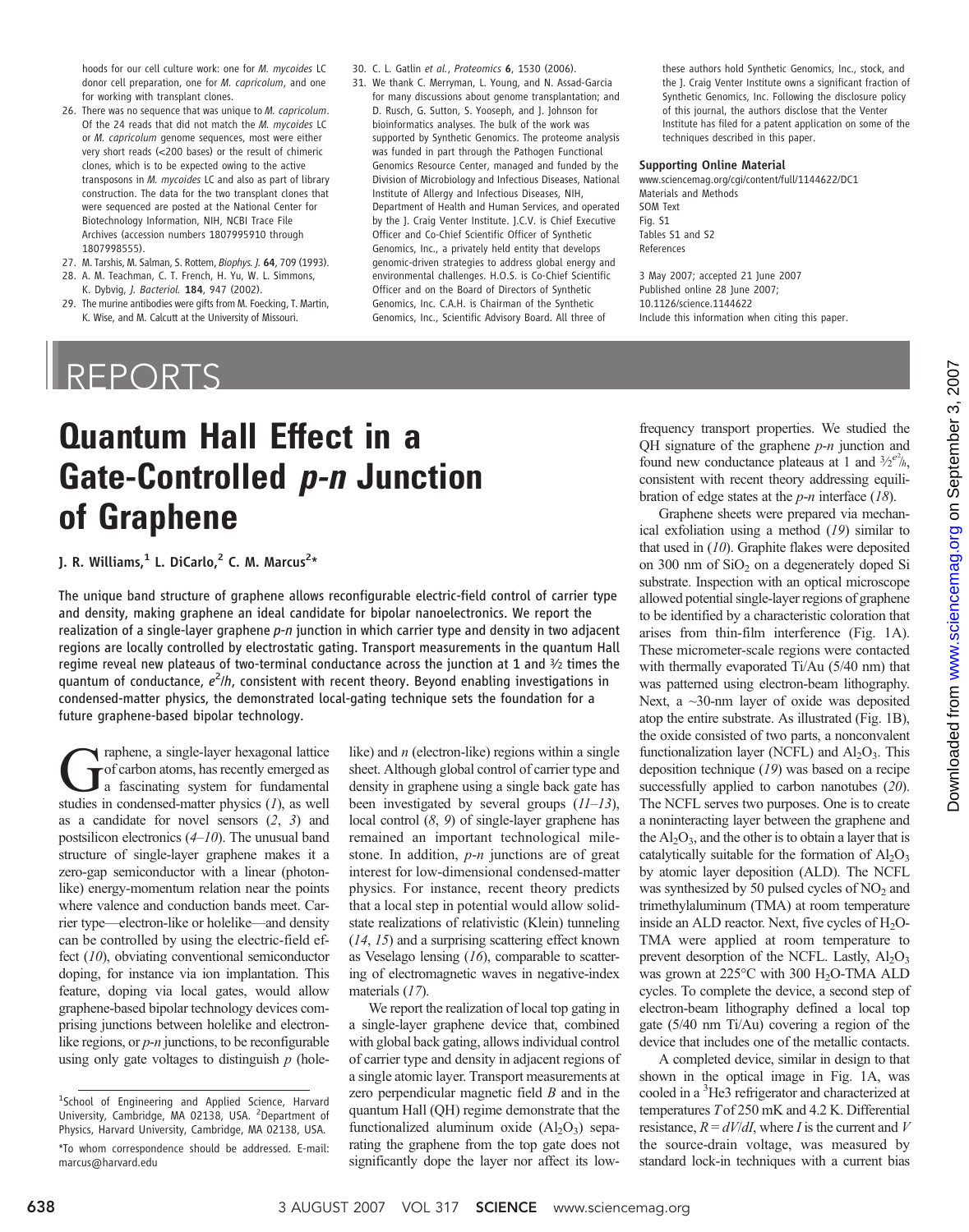hoods for our cell culture work: one for *M. mycoides* LC donor cell preparation, one for *M. capricolum*, and one for working with transplant clones.

26. There was no sequence that was unique to *M. capricolum*. Of the 24 reads that did not match the *M. mycoides* LC or *M. capricolum* genome sequences, most were either very short reads (<200 bases) or the result of chimeric clones, which is to be expected owing to the active transposons in *M. mycoides* LC and also as part of library construction. The data for the two transplant clones that were sequenced are posted at the National Center for Biotechnology Information, NIH, NCBI Trace File Archives (accession numbers 1807995910 through 1807998555).
27. M. Tarshis, M. Salman, S. Rottem, *Biophys. J.* **64**, 709 (1993).
28. A. M. Teachman, C. T. French, H. Yu, W. L. Simmons, K. Dybvig, *J. Bacteriol.* **184**, 947 (2002).
29. The murine antibodies were gifts from M. Foecking, T. Martin, K. Wise, and M. Calcutt at the University of Missouri.
30. C. L. Gatlin *et al.*, *Proteomics* **6**, 1530 (2006).
31. We thank C. Merryman, L. Young, and N. Assad-Garcia for many discussions about genome transplantation; and D. Rusch, G. Sutton, S. Yooseph, and J. Johnson for bioinformatics analyses. The bulk of the work was supported by Synthetic Genomics. The proteome analysis was funded in part through the Pathogen Functional Genomics Resource Center, managed and funded by the Division of Microbiology and Infectious Diseases, National Institute of Allergy and Infectious Diseases, NIH, Department of Health and Human Services, and operated by the J. Craig Venter Institute. J.C.V. is Chief Executive Officer and Co-Chief Scientific Officer of Synthetic Genomics, Inc., a privately held entity that develops genomic-driven strategies to address global energy and environmental challenges. H.O.S. is Co-Chief Scientific Officer and on the Board of Directors of Synthetic Genomics, Inc. C.A.H. is Chairman of the Synthetic Genomics, Inc., Scientific Advisory Board. All three of these authors hold Synthetic Genomics, Inc., stock, and the J. Craig Venter Institute owns a significant fraction of Synthetic Genomics, Inc. Following the disclosure policy of this journal, the authors disclose that the Venter Institute has filed for a patent application on some of the techniques described in this paper.

**Supporting Online Material**
www.sciencemag.org/cgi/content/full/1144622/DC1
Materials and Methods
SOM Text
Fig. S1
Tables S1 and S2
References

3 May 2007; accepted 21 June 2007
Published online 28 June 2007;
10.1126/science.1144622
Include this information when citing this paper.

# REPORTS

## Quantum Hall Effect in a Gate-Controlled *p-n* Junction of Graphene

**J. R. Williams,[1] L. DiCarlo,[2] C. M. Marcus[2]***

**The unique band structure of graphene allows reconfigurable electric-field control of carrier type and density, making graphene an ideal candidate for bipolar nanoelectronics. We report the realization of a single-layer graphene *p-n* junction in which carrier type and density in two adjacent regions are locally controlled by electrostatic gating. Transport measurements in the quantum Hall regime reveal new plateaus of two-terminal conductance across the junction at 1 and 3/2 times the quantum of conductance, $e^2/h$, consistent with recent theory. Beyond enabling investigations in condensed-matter physics, the demonstrated local-gating technique sets the foundation for a future graphene-based bipolar technology.**

Graphene, a single-layer hexagonal lattice of carbon atoms, has recently emerged as a fascinating system for fundamental studies in condensed-matter physics (*1*), as well as a candidate for novel sensors (*2*, *3*) and postsilicon electronics (*4*–*10*). The unusual band structure of single-layer graphene makes it a zero-gap semiconductor with a linear (photon-like) energy-momentum relation near the points where valence and conduction bands meet. Carrier type—electron-like or holelike—and density can be controlled by using the electric-field effect (*10*), obviating conventional semiconductor doping, for instance via ion implantation. This feature, doping via local gates, would allow graphene-based bipolar technology devices comprising junctions between holelike and electron-like regions, or *p-n* junctions, to be reconfigurable using only gate voltages to distinguish *p* (hole-like) and *n* (electron-like) regions within a single sheet. Although global control of carrier type and density in graphene using a single back gate has been investigated by several groups (*11*–*13*), local control (*8*, *9*) of single-layer graphene has remained an important technological milestone. In addition, *p-n* junctions are of great interest for low-dimensional condensed-matter physics. For instance, recent theory predicts that a local step in potential would allow solid-state realizations of relativistic (Klein) tunneling (*14*, *15*) and a surprising scattering effect known as Veselago lensing (*16*), comparable to scattering of electromagnetic waves in negative-index materials (*17*).

We report the realization of local top gating in a single-layer graphene device that, combined with global back gating, allows individual control of carrier type and density in adjacent regions of a single atomic layer. Transport measurements at zero perpendicular magnetic field *B* and in the quantum Hall (QH) regime demonstrate that the functionalized aluminum oxide ($Al_2O_3$) separating the graphene from the top gate does not significantly dope the layer nor affect its low-frequency transport properties. We studied the QH signature of the graphene *p-n* junction and found new conductance plateaus at 1 and $\frac{3}{2}e^2/h$, consistent with recent theory addressing equilibration of edge states at the *p-n* interface (*18*).

Graphene sheets were prepared via mechanical exfoliation using a method (*19*) similar to that used in (*10*). Graphite flakes were deposited on 300 nm of $SiO_2$ on a degenerately doped Si substrate. Inspection with an optical microscope allowed potential single-layer regions of graphene to be identified by a characteristic coloration that arises from thin-film interference (Fig. 1A). These micrometer-scale regions were contacted with thermally evaporated Ti/Au (5/40 nm) that was patterned using electron-beam lithography. Next, a ~30-nm layer of oxide was deposited atop the entire substrate. As illustrated (Fig. 1B), the oxide consisted of two parts, a nonconvalent functionalization layer (NCFL) and $Al_2O_3$. This deposition technique (*19*) was based on a recipe successfully applied to carbon nanotubes (*20*). The NCFL serves two purposes. One is to create a noninteracting layer between the graphene and the $Al_2O_3$, and the other is to obtain a layer that is catalytically suitable for the formation of $Al_2O_3$ by atomic layer deposition (ALD). The NCFL was synthesized by 50 pulsed cycles of $NO_2$ and trimethylaluminum (TMA) at room temperature inside an ALD reactor. Next, five cycles of $H_2O$-TMA were applied at room temperature to prevent desorption of the NCFL. Lastly, $Al_2O_3$ was grown at 225°C with 300 $H_2O$-TMA ALD cycles. To complete the device, a second step of electron-beam lithography defined a local top gate (5/40 nm Ti/Au) covering a region of the device that includes one of the metallic contacts.

A completed device, similar in design to that shown in the optical image in Fig. 1A, was cooled in a $^3$He3 refrigerator and characterized at temperatures *T* of 250 mK and 4.2 K. Differential resistance, $R = dV/dI$, where *I* is the current and *V* the source-drain voltage, was measured by standard lock-in techniques with a current bias

[1]School of Engineering and Applied Science, Harvard University, Cambridge, MA 02138, USA. [2]Department of Physics, Harvard University, Cambridge, MA 02138, USA.

*To whom correspondence should be addressed. E-mail: marcus@harvard.edu